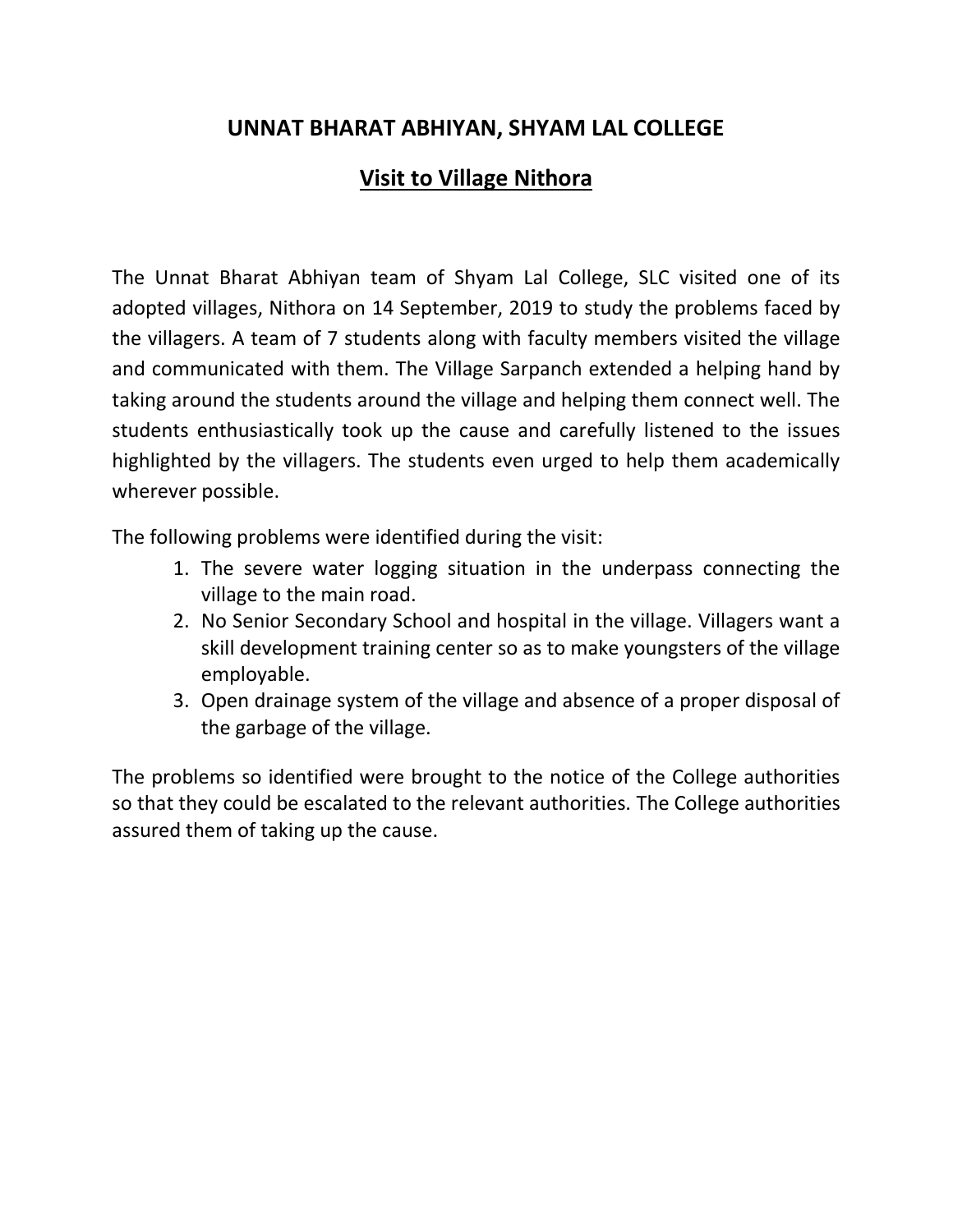# UNNAT BHARAT ABHIYAN, SHYAM LAL COLLEGE

## Visit to Village Nithora

The Unnat Bharat Abhiyan team of Shyam Lal College, SLC visited one of its adopted villages, Nithora on 14 September, 2019 to study the problems faced by the villagers. A team of 7 students along with faculty members visited the village and communicated with them. The Village Sarpanch extended a helping hand by taking around the students around the village and helping them connect well. The students enthusiastically took up the cause and carefully listened to the issues highlighted by the villagers. The students even urged to help them academically wherever possible.

The following problems were identified during the visit:

1. The severe water logging situation in the underpass connecting the village to the main road.
2. No Senior Secondary School and hospital in the village. Villagers want a skill development training center so as to make youngsters of the village employable.
3. Open drainage system of the village and absence of a proper disposal of the garbage of the village.

The problems so identified were brought to the notice of the College authorities so that they could be escalated to the relevant authorities. The College authorities assured them of taking up the cause.